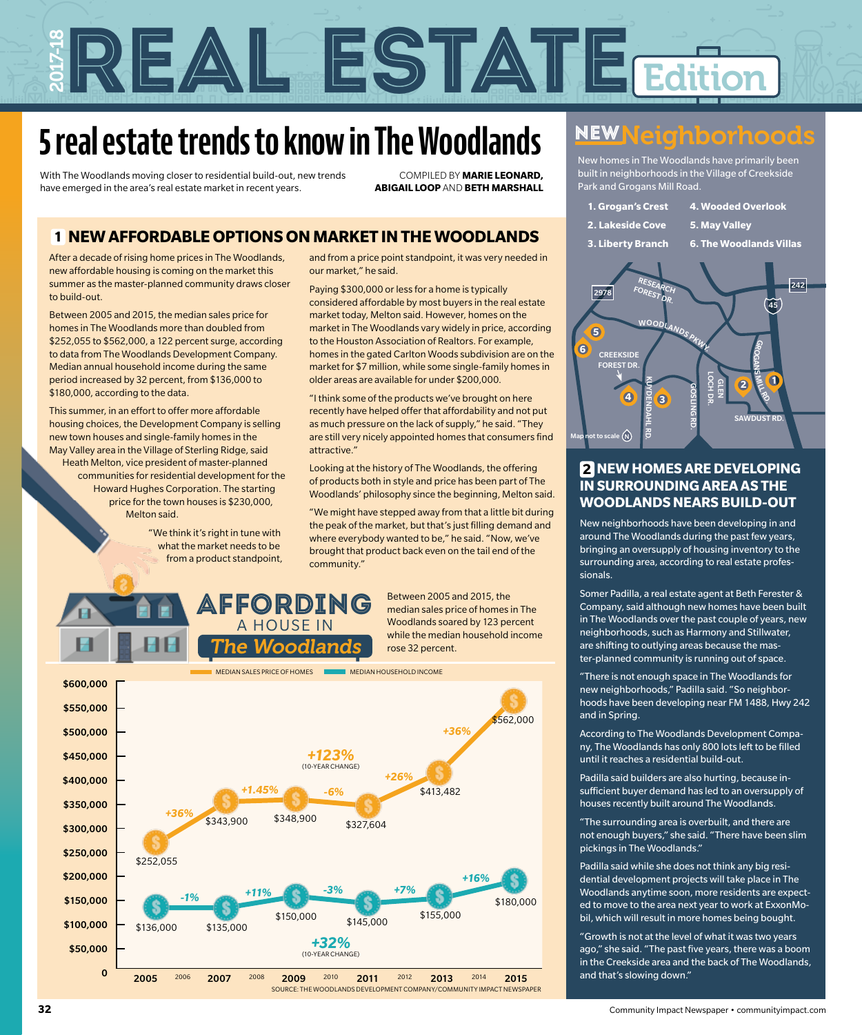# 2017-18 REAL ESTATE Edition

# 5 real estate trends to know in The Woodlands

With The Woodlands moving closer to residential build-out, new trends have emerged in the area's real estate market in recent years.

COMPILED BY **MARIE LEONARD, ABIGAIL LOOP** AND **BETH MARSHALL**

## 1 NEW AFFORDABLE OPTIONS ON MARKET IN THE WOODLANDS

After a decade of rising home prices in The Woodlands, new affordable housing is coming on the market this summer as the master-planned community draws closer to build-out.

Between 2005 and 2015, the median sales price for homes in The Woodlands more than doubled from $252,055 to $562,000, a 122 percent surge, according to data from The Woodlands Development Company. Median annual household income during the same period increased by 32 percent, from $136,000 to $180,000, according to the data.

This summer, in an effort to offer more affordable housing choices, the Development Company is selling new town houses and single-family homes in the May Valley area in the Village of Sterling Ridge, said Heath Melton, vice president of master-planned communities for residential development for the Howard Hughes Corporation. The starting price for the town houses is $230,000, Melton said.

"We think it's right in tune with what the market needs to be from a product standpoint, and from a price point standpoint, it was very needed in our market," he said.

Paying $300,000 or less for a home is typically considered affordable by most buyers in the real estate market today, Melton said. However, homes on the market in The Woodlands vary widely in price, according to the Houston Association of Realtors. For example, homes in the gated Carlton Woods subdivision are on the market for $7 million, while some single-family homes in older areas are available for under $200,000.

"I think some of the products we've brought on here recently have helped offer that affordability and not put as much pressure on the lack of supply," he said. "They are still very nicely appointed homes that consumers find attractive."

Looking at the history of The Woodlands, the offering of products both in style and price has been part of The Woodlands' philosophy since the beginning, Melton said.

"We might have stepped away from that a little bit during the peak of the market, but that's just filling demand and where everybody wanted to be," he said. "Now, we've brought that product back even on the tail end of the community."

### AFFORDING A HOUSE IN The Woodlands

Between 2005 and 2015, the median sales price of homes in The Woodlands soared by 123 percent while the median household income rose 32 percent.

| Year | Median sales price of homes | Change | Median household income | Change |
|---|---|---|---|---|
| 2005 | $252,055 | | $136,000 | |
| 2007 | $343,900 | +36% | $135,000 | -1% |
| 2009 | $348,900 | +1.45% | $150,000 | +11% |
| 2011 | $327,604 | -6% | $145,000 | -3% |
| 2013 | $413,482 | +26% | $155,000 | +7% |
| 2015 | $562,000 | +36% | $180,000 | +16% |

Median sales price: +123% (10-YEAR CHANGE)

Median household income: +32% (10-YEAR CHANGE)

SOURCE: THE WOODLANDS DEVELOPMENT COMPANY/COMMUNITY IMPACT NEWSPAPER

## NEW Neighborhoods

New homes in The Woodlands have primarily been built in neighborhoods in the Village of Creekside Park and Grogans Mill Road.

1. Grogan's Crest
2. Lakeside Cove
3. Liberty Branch
4. Wooded Overlook
5. May Valley
6. The Woodlands Villas

Map not to scale

## 2 NEW HOMES ARE DEVELOPING IN SURROUNDING AREA AS THE WOODLANDS NEARS BUILD-OUT

New neighborhoods have been developing in and around The Woodlands during the past few years, bringing an oversupply of housing inventory to the surrounding area, according to real estate professionals.

Somer Padilla, a real estate agent at Beth Ferester & Company, said although new homes have been built in The Woodlands over the past couple of years, new neighborhoods, such as Harmony and Stillwater, are shifting to outlying areas because the master-planned community is running out of space.

"There is not enough space in The Woodlands for new neighborhoods," Padilla said. "So neighborhoods have been developing near FM 1488, Hwy 242 and in Spring.

According to The Woodlands Development Company, The Woodlands has only 800 lots left to be filled until it reaches a residential build-out.

Padilla said builders are also hurting, because insufficient buyer demand has led to an oversupply of houses recently built around The Woodlands.

"The surrounding area is overbuilt, and there are not enough buyers," she said. "There have been slim pickings in The Woodlands."

Padilla said while she does not think any big residential development projects will take place in The Woodlands anytime soon, more residents are expected to move to the area next year to work at ExxonMobil, which will result in more homes being bought.

"Growth is not at the level of what it was two years ago," she said. "The past five years, there was a boom in the Creekside area and the back of The Woodlands, and that's slowing down."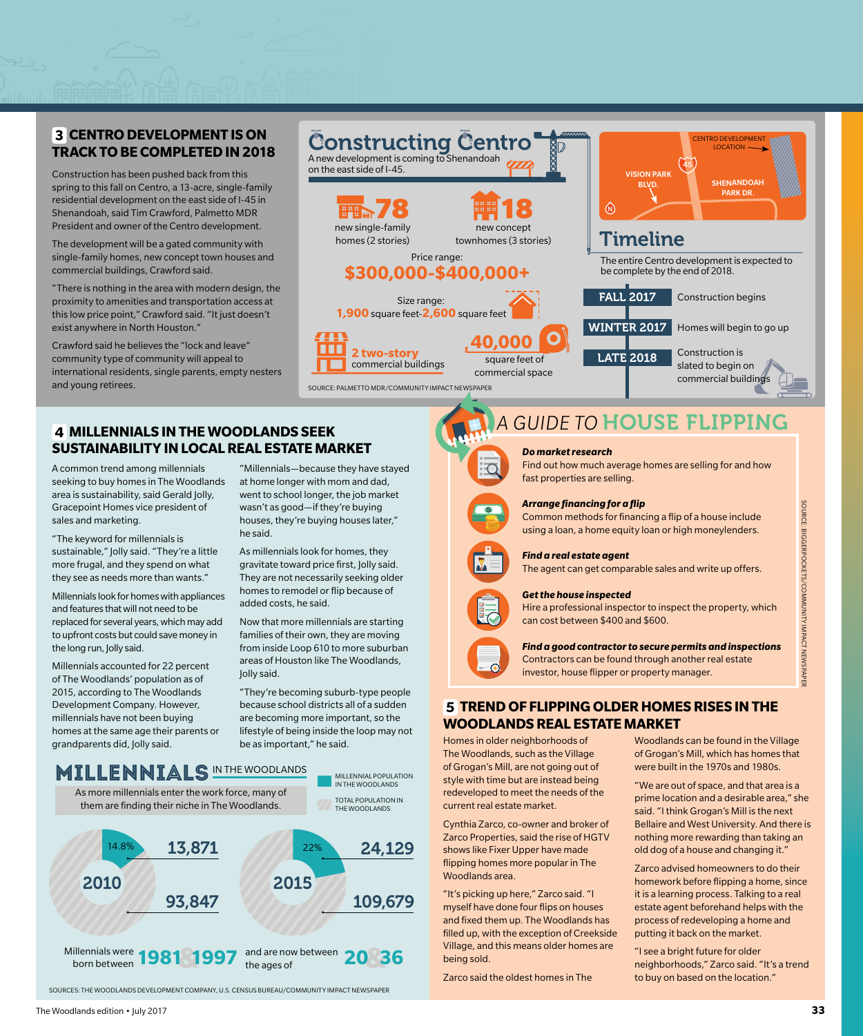## 3 CENTRO DEVELOPMENT IS ON TRACK TO BE COMPLETED IN 2018

Construction has been pushed back from this spring to this fall on Centro, a 13-acre, single-family residential development on the east side of I-45 in Shenandoah, said Tim Crawford, Palmetto MDR President and owner of the Centro development.

The development will be a gated community with single-family homes, new concept town houses and commercial buildings, Crawford said.

"There is nothing in the area with modern design, the proximity to amenities and transportation access at this low price point," Crawford said. "It just doesn't exist anywhere in North Houston."

Crawford said he believes the "lock and leave" community type of community will appeal to international residents, single parents, empty nesters and young retirees.

### Constructing Centro

A new development is coming to Shenandoah on the east side of I-45.

**78** new single-family homes (2 stories)

**18** new concept townhomes (3 stories)

Price range: **$300,000-$400,000+**

Size range: **1,900** square feet-**2,600** square feet

**2 two-story** commercial buildings

**40,000** square feet of commercial space

SOURCE: PALMETTO MDR/COMMUNITY IMPACT NEWSPAPER

CENTRO DEVELOPMENT LOCATION

VISION PARK BLVD.

SHENANDOAH PARK DR.

45

### Timeline

The entire Centro development is expected to be complete by the end of 2018.

**FALL 2017** Construction begins

**WINTER 2017** Homes will begin to go up

**LATE 2018** Construction is slated to begin on commercial buildings

## 4 MILLENNIALS IN THE WOODLANDS SEEK SUSTAINABILITY IN LOCAL REAL ESTATE MARKET

A common trend among millennials seeking to buy homes in The Woodlands area is sustainability, said Gerald Jolly, Gracepoint Homes vice president of sales and marketing.

"The keyword for millennials is sustainable," Jolly said. "They're a little more frugal, and they spend on what they see as needs more than wants."

Millennials look for homes with appliances and features that will not need to be replaced for several years, which may add to upfront costs but could save money in the long run, Jolly said.

Millennials accounted for 22 percent of The Woodlands' population as of 2015, according to The Woodlands Development Company. However, millennials have not been buying homes at the same age their parents or grandparents did, Jolly said.

"Millennials—because they have stayed at home longer with mom and dad, went to school longer, the job market wasn't as good—if they're buying houses, they're buying houses later," he said.

As millennials look for homes, they gravitate toward price first, Jolly said. They are not necessarily seeking older homes to remodel or flip because of added costs, he said.

Now that more millennials are starting families of their own, they are moving from inside Loop 610 to more suburban areas of Houston like The Woodlands, Jolly said.

"They're becoming suburb-type people because school districts all of a sudden are becoming more important, so the lifestyle of being inside the loop may not be as important," he said.

### MILLENNIALS IN THE WOODLANDS

As more millennials enter the work force, many of them are finding their niche in The Woodlands.

MILLENNIAL POPULATION IN THE WOODLANDS

TOTAL POPULATION IN THE WOODLANDS

2010: 14.8% — 13,871 — 93,847

2015: 22% — 24,129 — 109,679

Millennials were born between **1981 & 1997** and are now between the ages of **20 & 36**

SOURCES: THE WOODLANDS DEVELOPMENT COMPANY, U.S. CENSUS BUREAU/COMMUNITY IMPACT NEWSPAPER

### A GUIDE TO HOUSE FLIPPING

***Do market research***
Find out how much average homes are selling for and how fast properties are selling.

***Arrange financing for a flip***
Common methods for financing a flip of a house include using a loan, a home equity loan or high moneylenders.

***Find a real estate agent***
The agent can get comparable sales and write up offers.

***Get the house inspected***
Hire a professional inspector to inspect the property, which can cost between $400 and $600.

***Find a good contractor to secure permits and inspections***
Contractors can be found through another real estate investor, house flipper or property manager.

SOURCE: BIGGERPOCKETS/COMMUNITY IMPACT NEWSPAPER

## 5 TREND OF FLIPPING OLDER HOMES RISES IN THE WOODLANDS REAL ESTATE MARKET

Homes in older neighborhoods of The Woodlands, such as the Village of Grogan's Mill, are not going out of style with time but are instead being redeveloped to meet the needs of the current real estate market.

Cynthia Zarco, co-owner and broker of Zarco Properties, said the rise of HGTV shows like Fixer Upper have made flipping homes more popular in The Woodlands area.

"It's picking up here," Zarco said. "I myself have done four flips on houses and fixed them up. The Woodlands has filled up, with the exception of Creekside Village, and this means older homes are being sold.

Zarco said the oldest homes in The Woodlands can be found in the Village of Grogan's Mill, which has homes that were built in the 1970s and 1980s.

"We are out of space, and that area is a prime location and a desirable area," she said. "I think Grogan's Mill is the next Bellaire and West University. And there is nothing more rewarding than taking an old dog of a house and changing it."

Zarco advised homeowners to do their homework before flipping a home, since it is a learning process. Talking to a real estate agent beforehand helps with the process of redeveloping a home and putting it back on the market.

"I see a bright future for older neighborhoods," Zarco said. "It's a trend to buy on based on the location."